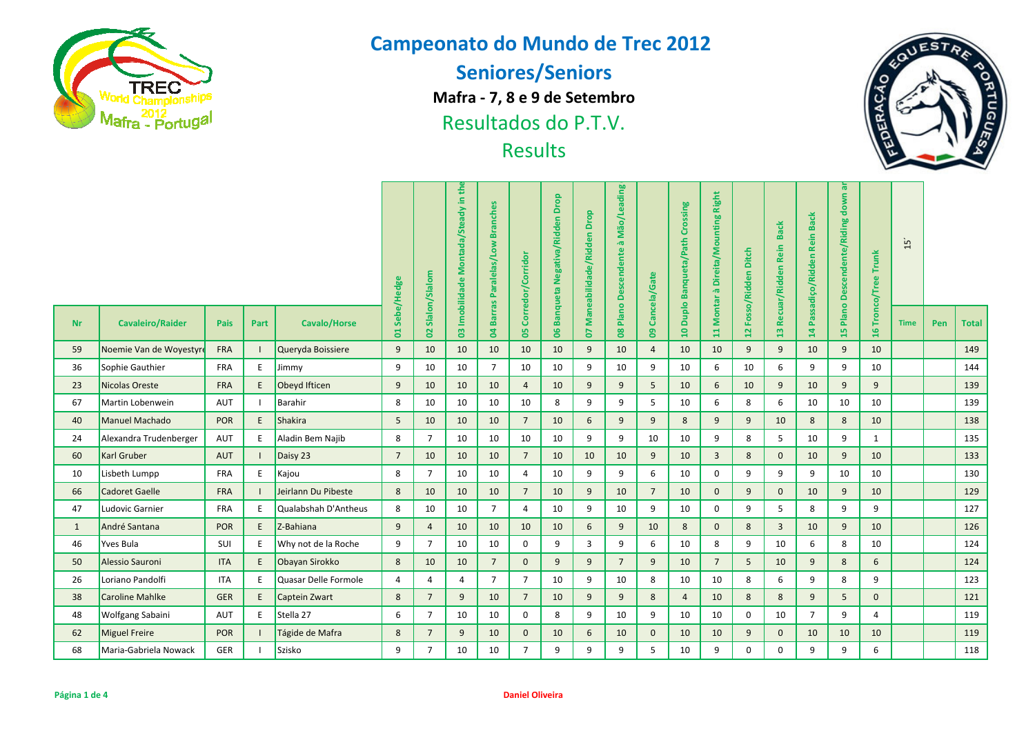# Campeonato do Mundo de Trec 2012

## Seniores/Seniors

**Mafra - 7, 8 e 9 de Setembro**

## Resultados do P.T.V.

## Results

| Nr | Cavaleiro/Raider | Pais | Part | Cavalo/Horse | 01 Sebe/Hedge | 02 Slalon/Slalom | 03 Imobilidade Montada/Steady in the | 04 Barras Paralelas/Low Branches | 05 Corredor/Corridor | 06 Banqueta Negativa/Ridden Drop | 07 Maneabilidade/Ridden Drop | 08 Plano Descendente à Mão/Leading | 09 Cancela/Gate | 10 Duplo Banqueta/Path Crossing | 11 Montar à Direita/Mounting Right | 12 Fosso/Ridden Ditch | 13 Recuar/Ridden Rein Back | 14 Passadiço/Ridden Rein Back | 15 Plano Descendente/Riding down an | 16 Tronco/Tree Trunk | 15´ Time | Pen | Total |
|---|---|---|---|---|---|---|---|---|---|---|---|---|---|---|---|---|---|---|---|---|---|---|---|
| 59 | Noemie Van de Woyestyre | FRA | I | Queryda Boissiere | 9 | 10 | 10 | 10 | 10 | 10 | 9 | 10 | 4 | 10 | 10 | 9 | 9 | 10 | 9 | 10 | | | 149 |
| 36 | Sophie Gauthier | FRA | E | Jimmy | 9 | 10 | 10 | 7 | 10 | 10 | 9 | 10 | 9 | 10 | 6 | 10 | 6 | 9 | 9 | 10 | | | 144 |
| 23 | Nicolas Oreste | FRA | E | Obeyd Ifticen | 9 | 10 | 10 | 10 | 4 | 10 | 9 | 9 | 5 | 10 | 6 | 10 | 9 | 10 | 9 | 9 | | | 139 |
| 67 | Martin Lobenwein | AUT | I | Barahir | 8 | 10 | 10 | 10 | 10 | 8 | 9 | 9 | 5 | 10 | 6 | 8 | 6 | 10 | 10 | 10 | | | 139 |
| 40 | Manuel Machado | POR | E | Shakira | 5 | 10 | 10 | 10 | 7 | 10 | 6 | 9 | 9 | 8 | 9 | 9 | 10 | 8 | 8 | 10 | | | 138 |
| 24 | Alexandra Trudenberger | AUT | E | Aladin Bem Najib | 8 | 7 | 10 | 10 | 10 | 10 | 9 | 9 | 10 | 10 | 9 | 8 | 5 | 10 | 9 | 1 | | | 135 |
| 60 | Karl Gruber | AUT | I | Daisy 23 | 7 | 10 | 10 | 10 | 7 | 10 | 10 | 10 | 9 | 10 | 3 | 8 | 0 | 10 | 9 | 10 | | | 133 |
| 10 | Lisbeth Lumpp | FRA | E | Kajou | 8 | 7 | 10 | 10 | 4 | 10 | 9 | 9 | 6 | 10 | 0 | 9 | 9 | 9 | 10 | 10 | | | 130 |
| 66 | Cadoret Gaelle | FRA | I | Jeirlann Du Pibeste | 8 | 10 | 10 | 10 | 7 | 10 | 9 | 10 | 7 | 10 | 0 | 9 | 0 | 10 | 9 | 10 | | | 129 |
| 47 | Ludovic Garnier | FRA | E | Qualabshah D'Antheus | 8 | 10 | 10 | 7 | 4 | 10 | 9 | 10 | 9 | 10 | 0 | 9 | 5 | 8 | 9 | 9 | | | 127 |
| 1 | André Santana | POR | E | Z-Bahiana | 9 | 4 | 10 | 10 | 10 | 10 | 6 | 9 | 10 | 8 | 0 | 8 | 3 | 10 | 9 | 10 | | | 126 |
| 46 | Yves Bula | SUI | E | Why not de la Roche | 9 | 7 | 10 | 10 | 0 | 9 | 3 | 9 | 6 | 10 | 8 | 9 | 10 | 6 | 8 | 10 | | | 124 |
| 50 | Alessio Sauroni | ITA | E | Obayan Sirokko | 8 | 10 | 10 | 7 | 0 | 9 | 9 | 7 | 9 | 10 | 7 | 5 | 10 | 9 | 8 | 6 | | | 124 |
| 26 | Loriano Pandolfi | ITA | E | Quasar Delle Formole | 4 | 4 | 4 | 7 | 7 | 10 | 9 | 10 | 8 | 10 | 10 | 8 | 6 | 9 | 8 | 9 | | | 123 |
| 38 | Caroline Mahlke | GER | E | Captein Zwart | 8 | 7 | 9 | 10 | 7 | 10 | 9 | 9 | 8 | 4 | 10 | 8 | 8 | 9 | 5 | 0 | | | 121 |
| 48 | Wolfgang Sabaini | AUT | E | Stella 27 | 6 | 7 | 10 | 10 | 0 | 8 | 9 | 10 | 9 | 10 | 10 | 0 | 10 | 7 | 9 | 4 | | | 119 |
| 62 | Miguel Freire | POR | I | Tágide de Mafra | 8 | 7 | 9 | 10 | 0 | 10 | 6 | 10 | 0 | 10 | 10 | 9 | 0 | 10 | 10 | 10 | | | 119 |
| 68 | Maria-Gabriela Nowack | GER | I | Szisko | 9 | 7 | 10 | 10 | 7 | 9 | 9 | 9 | 5 | 10 | 9 | 0 | 0 | 9 | 9 | 6 | | | 118 |

Daniel Oliveira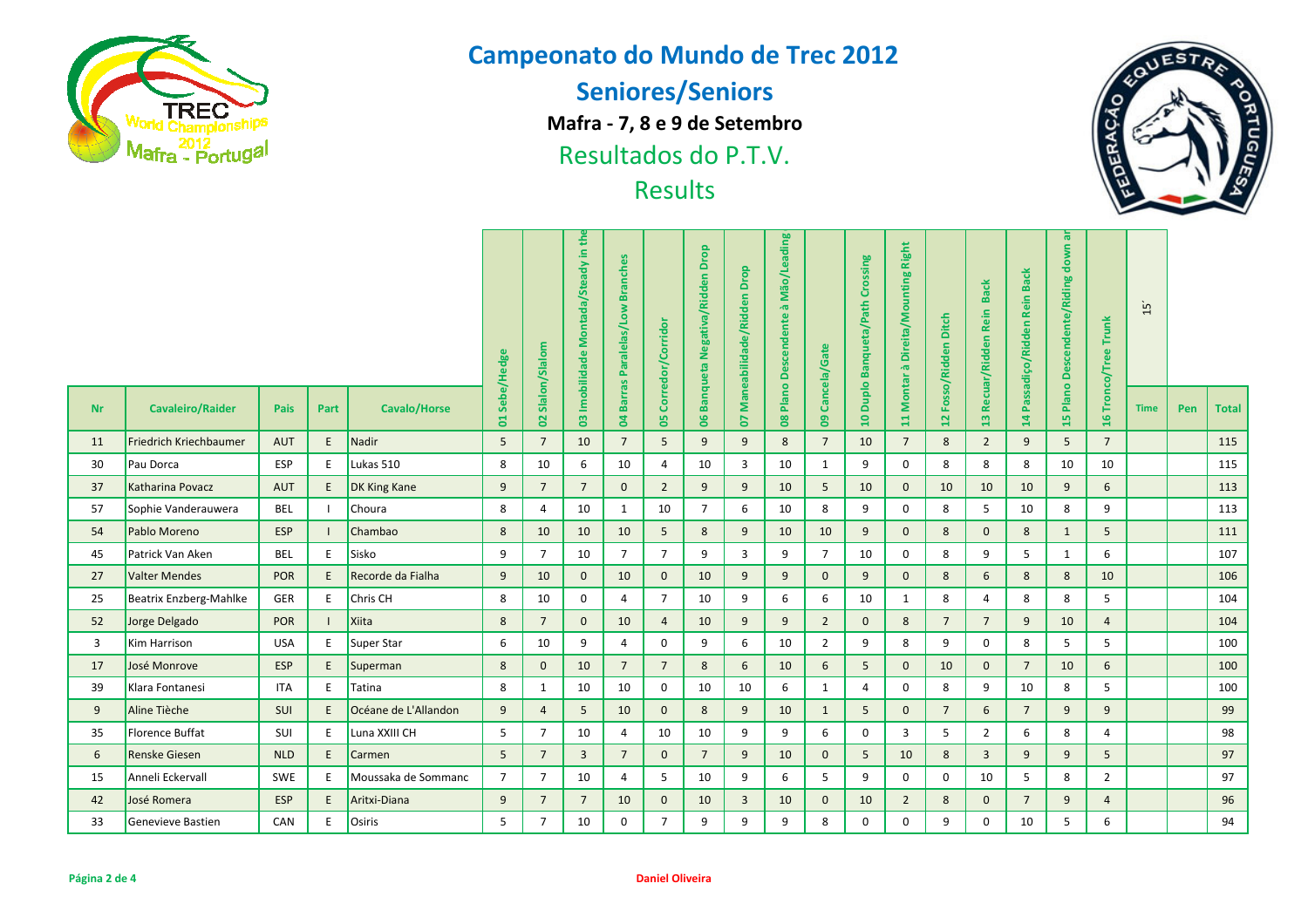# Campeonato do Mundo de Trec 2012

## Seniores/Seniors

**Mafra - 7, 8 e 9 de Setembro**

Resultados do P.T.V.

Results

| Nr | Cavaleiro/Raider | Pais | Part | Cavalo/Horse | 01 Sebe/Hedge | 02 Slalon/Slalom | 03 Imobilidade Montada/Steady in the | 04 Barras Paralelas/Low Branches | 05 Corredor/Corridor | 06 Banqueta Negativa/Ridden Drop | 07 Maneabilidade/Ridden Drop | 08 Plano Descendente à Mão/Leading | 09 Cancela/Gate | 10 Duplo Banqueta/Path Crossing | 11 Montar à Direita/Mounting Right | 12 Fosso/Ridden Ditch | 13 Recuar/Ridden Rein Back | 14 Passadiço/Ridden Rein Back | 15 Plano Descendente/Riding down ar | 16 Tronco/Tree Trunk | 15´ Time | Pen | Total |
|---|---|---|---|---|---|---|---|---|---|---|---|---|---|---|---|---|---|---|---|---|---|---|---|
| 11 | Friedrich Kriechbaumer | AUT | E | Nadir | 5 | 7 | 10 | 7 | 5 | 9 | 9 | 8 | 7 | 10 | 7 | 8 | 2 | 9 | 5 | 7 | | | 115 |
| 30 | Pau Dorca | ESP | E | Lukas 510 | 8 | 10 | 6 | 10 | 4 | 10 | 3 | 10 | 1 | 9 | 0 | 8 | 8 | 8 | 10 | 10 | | | 115 |
| 37 | Katharina Povacz | AUT | E | DK King Kane | 9 | 7 | 7 | 0 | 2 | 9 | 9 | 10 | 5 | 10 | 0 | 10 | 10 | 10 | 9 | 6 | | | 113 |
| 57 | Sophie Vanderauwera | BEL | I | Choura | 8 | 4 | 10 | 1 | 10 | 7 | 6 | 10 | 8 | 9 | 0 | 8 | 5 | 10 | 8 | 9 | | | 113 |
| 54 | Pablo Moreno | ESP | I | Chambao | 8 | 10 | 10 | 10 | 5 | 8 | 9 | 10 | 10 | 9 | 0 | 8 | 0 | 8 | 1 | 5 | | | 111 |
| 45 | Patrick Van Aken | BEL | E | Sisko | 9 | 7 | 10 | 7 | 7 | 9 | 3 | 9 | 7 | 10 | 0 | 8 | 9 | 5 | 1 | 6 | | | 107 |
| 27 | Valter Mendes | POR | E | Recorde da Fialha | 9 | 10 | 0 | 10 | 0 | 10 | 9 | 9 | 0 | 9 | 0 | 8 | 6 | 8 | 8 | 10 | | | 106 |
| 25 | Beatrix Enzberg-Mahlke | GER | E | Chris CH | 8 | 10 | 0 | 4 | 7 | 10 | 9 | 6 | 6 | 10 | 1 | 8 | 4 | 8 | 8 | 5 | | | 104 |
| 52 | Jorge Delgado | POR | I | Xiita | 8 | 7 | 0 | 10 | 4 | 10 | 9 | 9 | 2 | 0 | 8 | 7 | 7 | 9 | 10 | 4 | | | 104 |
| 3 | Kim Harrison | USA | E | Super Star | 6 | 10 | 9 | 4 | 0 | 9 | 6 | 10 | 2 | 9 | 8 | 9 | 0 | 8 | 5 | 5 | | | 100 |
| 17 | José Monrove | ESP | E | Superman | 8 | 0 | 10 | 7 | 7 | 8 | 6 | 10 | 6 | 5 | 0 | 10 | 0 | 7 | 10 | 6 | | | 100 |
| 39 | Klara Fontanesi | ITA | E | Tatina | 8 | 1 | 10 | 10 | 0 | 10 | 10 | 6 | 1 | 4 | 0 | 8 | 9 | 10 | 8 | 5 | | | 100 |
| 9 | Aline Tièche | SUI | E | Océane de L'Allandon | 9 | 4 | 5 | 10 | 0 | 8 | 9 | 10 | 1 | 5 | 0 | 7 | 6 | 7 | 9 | 9 | | | 99 |
| 35 | Florence Buffat | SUI | E | Luna XXIII CH | 5 | 7 | 10 | 4 | 10 | 10 | 9 | 9 | 6 | 0 | 3 | 5 | 2 | 6 | 8 | 4 | | | 98 |
| 6 | Renske Giesen | NLD | E | Carmen | 5 | 7 | 3 | 7 | 0 | 7 | 9 | 10 | 0 | 5 | 10 | 8 | 3 | 9 | 9 | 5 | | | 97 |
| 15 | Anneli Eckervall | SWE | E | Moussaka de Sommanc | 7 | 7 | 10 | 4 | 5 | 10 | 9 | 6 | 5 | 9 | 0 | 0 | 10 | 5 | 8 | 2 | | | 97 |
| 42 | José Romera | ESP | E | Aritxi-Diana | 9 | 7 | 7 | 10 | 0 | 10 | 3 | 10 | 0 | 10 | 2 | 8 | 0 | 7 | 9 | 4 | | | 96 |
| 33 | Genevieve Bastien | CAN | E | Osiris | 5 | 7 | 10 | 0 | 7 | 9 | 9 | 9 | 8 | 0 | 0 | 9 | 0 | 10 | 5 | 6 | | | 94 |

Daniel Oliveira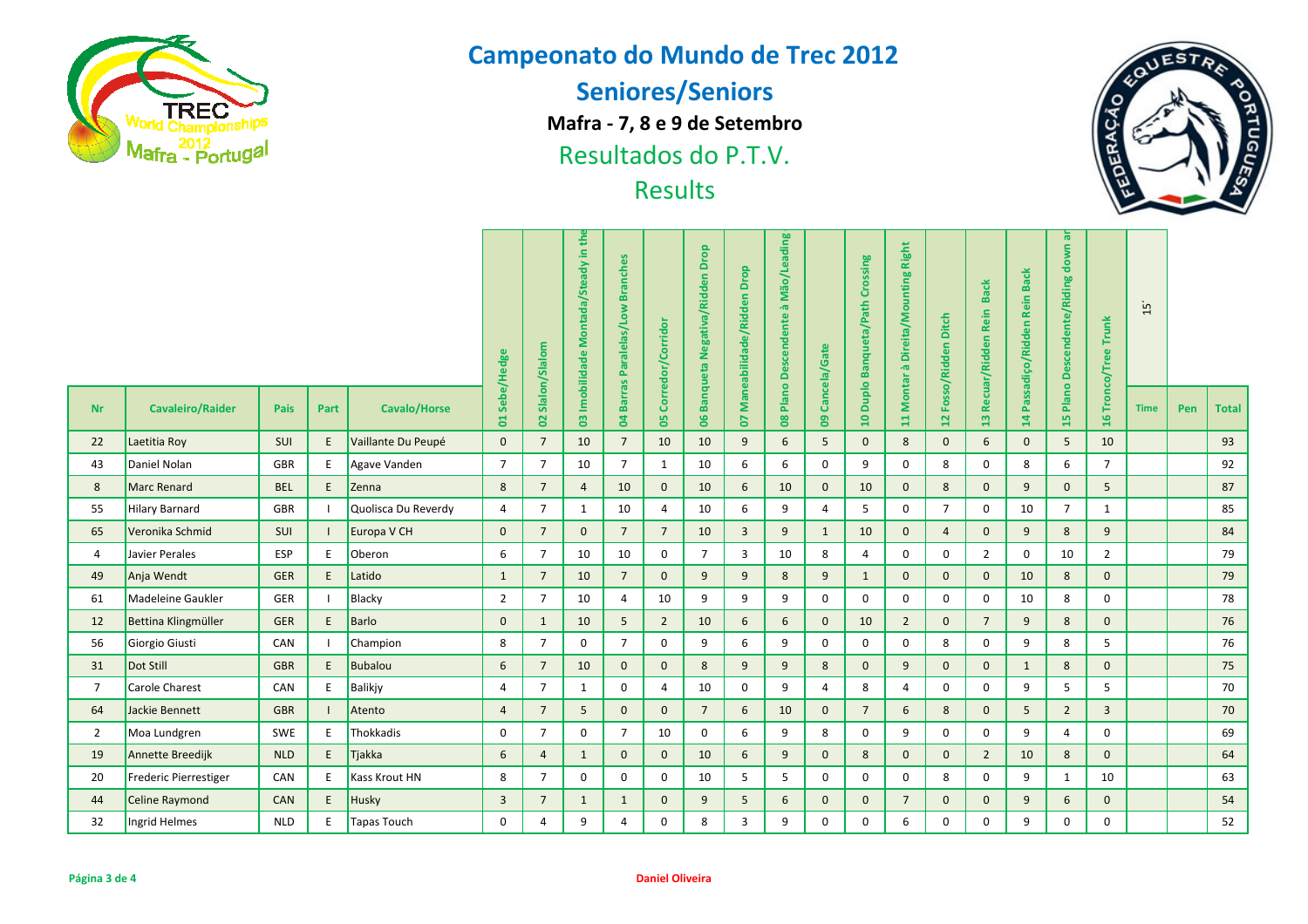# Campeonato do Mundo de Trec 2012

## Seniores/Seniors

**Mafra - 7, 8 e 9 de Setembro**

Resultados do P.T.V.

Results

| Nr | Cavaleiro/Raider | Pais | Part | Cavalo/Horse | 01 Sebe/Hedge | 02 Slalon/Slalom | 03 Imobilidade Montada/Steady in the | 04 Barras Paralelas/Low Branches | 05 Corredor/Corridor | 06 Banqueta Negativa/Ridden Drop | 07 Maneabilidade/Ridden Drop | 08 Plano Descendente à Mão/Leading | 09 Cancela/Gate | 10 Duplo Banqueta/Path Crossing | 11 Montar à Direita/Mounting Right | 12 Fosso/Ridden Ditch | 13 Recuar/Ridden Rein Back | 14 Passadiço/Ridden Rein Back | 15 Plano Descendente/Riding down ar | 16 Tronco/Tree Trunk | 15´ Time | Pen | Total |
|---|---|---|---|---|---|---|---|---|---|---|---|---|---|---|---|---|---|---|---|---|---|---|---|
| 22 | Laetitia Roy | SUI | E | Vaillante Du Peupé | 0 | 7 | 10 | 7 | 10 | 10 | 9 | 6 | 5 | 0 | 8 | 0 | 6 | 0 | 5 | 10 | | | 93 |
| 43 | Daniel Nolan | GBR | E | Agave Vanden | 7 | 7 | 10 | 7 | 1 | 10 | 6 | 6 | 0 | 9 | 0 | 8 | 0 | 8 | 6 | 7 | | | 92 |
| 8 | Marc Renard | BEL | E | Zenna | 8 | 7 | 4 | 10 | 0 | 10 | 6 | 10 | 0 | 10 | 0 | 8 | 0 | 9 | 0 | 5 | | | 87 |
| 55 | Hilary Barnard | GBR | I | Quolisca Du Reverdy | 4 | 7 | 1 | 10 | 4 | 10 | 6 | 9 | 4 | 5 | 0 | 7 | 0 | 10 | 7 | 1 | | | 85 |
| 65 | Veronika Schmid | SUI | I | Europa V CH | 0 | 7 | 0 | 7 | 7 | 10 | 3 | 9 | 1 | 10 | 0 | 4 | 0 | 9 | 8 | 9 | | | 84 |
| 4 | Javier Perales | ESP | E | Oberon | 6 | 7 | 10 | 10 | 0 | 7 | 3 | 10 | 8 | 4 | 0 | 0 | 2 | 0 | 10 | 2 | | | 79 |
| 49 | Anja Wendt | GER | E | Latido | 1 | 7 | 10 | 7 | 0 | 9 | 9 | 8 | 9 | 1 | 0 | 0 | 0 | 10 | 8 | 0 | | | 79 |
| 61 | Madeleine Gaukler | GER | I | Blacky | 2 | 7 | 10 | 4 | 10 | 9 | 9 | 9 | 0 | 0 | 0 | 0 | 0 | 10 | 8 | 0 | | | 78 |
| 12 | Bettina Klingmüller | GER | E | Barlo | 0 | 1 | 10 | 5 | 2 | 10 | 6 | 6 | 0 | 10 | 2 | 0 | 7 | 9 | 8 | 0 | | | 76 |
| 56 | Giorgio Giusti | CAN | I | Champion | 8 | 7 | 0 | 7 | 0 | 9 | 6 | 9 | 0 | 0 | 0 | 8 | 0 | 9 | 8 | 5 | | | 76 |
| 31 | Dot Still | GBR | E | Bubalou | 6 | 7 | 10 | 0 | 0 | 8 | 9 | 9 | 8 | 0 | 9 | 0 | 0 | 1 | 8 | 0 | | | 75 |
| 7 | Carole Charest | CAN | E | Balikjy | 4 | 7 | 1 | 0 | 4 | 10 | 0 | 9 | 4 | 8 | 4 | 0 | 0 | 9 | 5 | 5 | | | 70 |
| 64 | Jackie Bennett | GBR | I | Atento | 4 | 7 | 5 | 0 | 0 | 7 | 6 | 10 | 0 | 7 | 6 | 8 | 0 | 5 | 2 | 3 | | | 70 |
| 2 | Moa Lundgren | SWE | E | Thokkadis | 0 | 7 | 0 | 7 | 10 | 0 | 6 | 9 | 8 | 0 | 9 | 0 | 0 | 9 | 4 | 0 | | | 69 |
| 19 | Annette Breedijk | NLD | E | Tjakka | 6 | 4 | 1 | 0 | 0 | 10 | 6 | 9 | 0 | 8 | 0 | 0 | 2 | 10 | 8 | 0 | | | 64 |
| 20 | Frederic Pierrestiger | CAN | E | Kass Krout HN | 8 | 7 | 0 | 0 | 0 | 10 | 5 | 5 | 0 | 0 | 0 | 8 | 0 | 9 | 1 | 10 | | | 63 |
| 44 | Celine Raymond | CAN | E | Husky | 3 | 7 | 1 | 1 | 0 | 9 | 5 | 6 | 0 | 0 | 7 | 0 | 0 | 9 | 6 | 0 | | | 54 |
| 32 | Ingrid Helmes | NLD | E | Tapas Touch | 0 | 4 | 9 | 4 | 0 | 8 | 3 | 9 | 0 | 0 | 6 | 0 | 0 | 9 | 0 | 0 | | | 52 |

**Daniel Oliveira**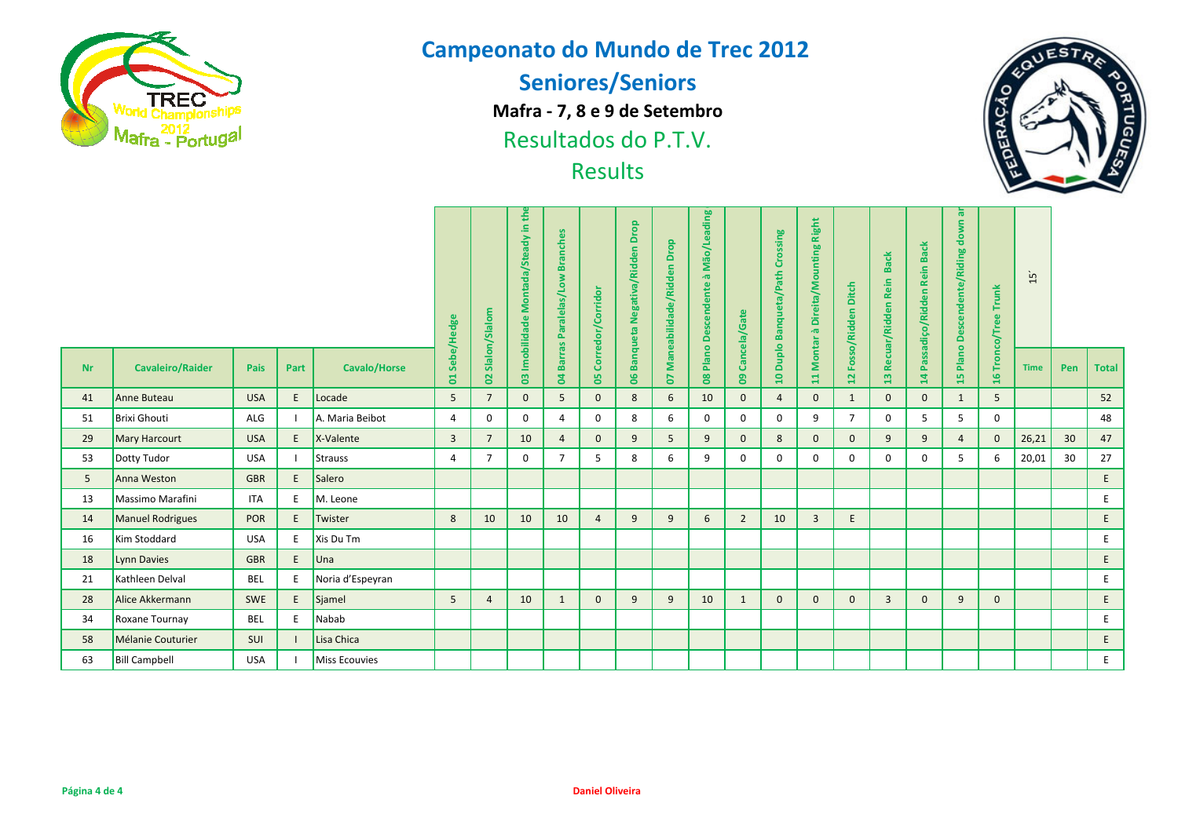# Campeonato do Mundo de Trec 2012

## Seniores/Seniors

**Mafra - 7, 8 e 9 de Setembro**

Resultados do P.T.V.

Results

| Nr | Cavaleiro/Raider | Pais | Part | Cavalo/Horse | 01 Sebe/Hedge | 02 Slalon/Slalom | 03 Imobilidade Montada/Steady in the | 04 Barras Paralelas/Low Branches | 05 Corredor/Corridor | 06 Banqueta Negativa/Ridden Drop | 07 Maneabilidade/Ridden Drop | 08 Plano Descendente à Mão/Leading | 09 Cancela/Gate | 10 Duplo Banqueta/Path Crossing | 11 Montar à Direita/Mounting Right | 12 Fosso/Ridden Ditch | 13 Recuar/Ridden Rein Back | 14 Passadiço/Ridden Rein Back | 15 Plano Descendente/Riding down ar | 16 Tronco/Tree Trunk | 15´ Time | Pen | Total |
|---|---|---|---|---|---|---|---|---|---|---|---|---|---|---|---|---|---|---|---|---|---|---|---|
| 41 | Anne Buteau | USA | E | Locade | 5 | 7 | 0 | 5 | 0 | 8 | 6 | 10 | 0 | 4 | 0 | 1 | 0 | 0 | 1 | 5 | | | 52 |
| 51 | Brixi Ghouti | ALG | I | A. Maria Beibot | 4 | 0 | 0 | 4 | 0 | 8 | 6 | 0 | 0 | 0 | 9 | 7 | 0 | 5 | 5 | 0 | | | 48 |
| 29 | Mary Harcourt | USA | E | X-Valente | 3 | 7 | 10 | 4 | 0 | 9 | 5 | 9 | 0 | 8 | 0 | 0 | 9 | 9 | 4 | 0 | 26,21 | 30 | 47 |
| 53 | Dotty Tudor | USA | I | Strauss | 4 | 7 | 0 | 7 | 5 | 8 | 6 | 9 | 0 | 0 | 0 | 0 | 0 | 0 | 5 | 6 | 20,01 | 30 | 27 |
| 5 | Anna Weston | GBR | E | Salero | | | | | | | | | | | | | | | | | | | E |
| 13 | Massimo Marafini | ITA | E | M. Leone | | | | | | | | | | | | | | | | | | | E |
| 14 | Manuel Rodrigues | POR | E | Twister | 8 | 10 | 10 | 10 | 4 | 9 | 9 | 6 | 2 | 10 | 3 | E | | | | | | | E |
| 16 | Kim Stoddard | USA | E | Xis Du Tm | | | | | | | | | | | | | | | | | | | E |
| 18 | Lynn Davies | GBR | E | Una | | | | | | | | | | | | | | | | | | | E |
| 21 | Kathleen Delval | BEL | E | Noria d'Espeyran | | | | | | | | | | | | | | | | | | | E |
| 28 | Alice Akkermann | SWE | E | Sjamel | 5 | 4 | 10 | 1 | 0 | 9 | 9 | 10 | 1 | 0 | 0 | 0 | 3 | 0 | 9 | 0 | | | E |
| 34 | Roxane Tournay | BEL | E | Nabab | | | | | | | | | | | | | | | | | | | E |
| 58 | Mélanie Couturier | SUI | I | Lisa Chica | | | | | | | | | | | | | | | | | | | E |
| 63 | Bill Campbell | USA | I | Miss Ecouvies | | | | | | | | | | | | | | | | | | | E |

**Daniel Oliveira**